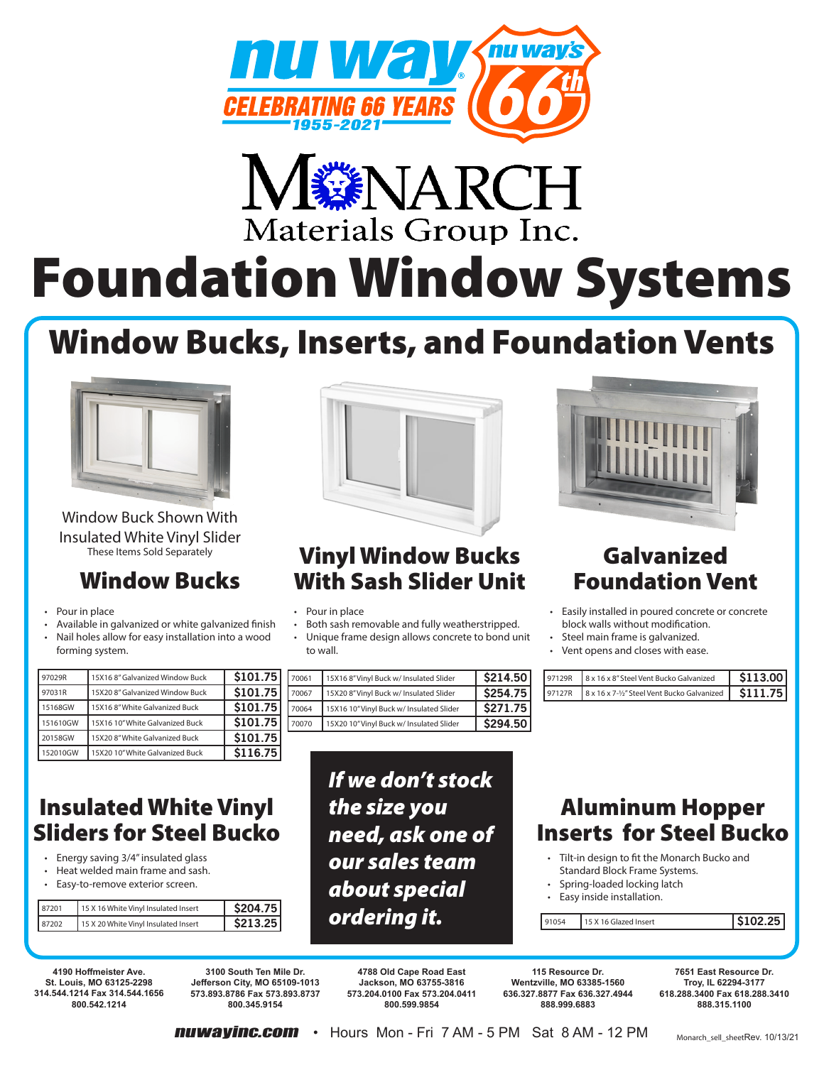nu way® CELEBRATING 66 YEARS 1955-2021

nu way's 66th

MONARCH Materials Group Inc.

# Foundation Window Systems

## Window Bucks, Inserts, and Foundation Vents

Window Buck Shown With Insulated White Vinyl Slider
These Items Sold Separately

### Window Bucks

- Pour in place
- Available in galvanized or white galvanized finish
- Nail holes allow for easy installation into a wood forming system.

| | | |
|---|---|---|
| 97029R | 15X16 8" Galvanized Window Buck | $101.75 |
| 97031R | 15X20 8" Galvanized Window Buck | $101.75 |
| 15168GW | 15X16 8" White Galvanized Buck | $101.75 |
| 151610GW | 15X16 10" White Galvanized Buck | $101.75 |
| 20158GW | 15X20 8" White Galvanized Buck | $101.75 |
| 152010GW | 15X20 10" White Galvanized Buck | $116.75 |

### Vinyl Window Bucks With Sash Slider Unit

- Pour in place
- Both sash removable and fully weatherstripped.
- Unique frame design allows concrete to bond unit to wall.

| | | |
|---|---|---|
| 70061 | 15X16 8" Vinyl Buck w/ Insulated Slider | $214.50 |
| 70067 | 15X20 8" Vinyl Buck w/ Insulated Slider | $254.75 |
| 70064 | 15X16 10" Vinyl Buck w/ Insulated Slider | $271.75 |
| 70070 | 15X20 10" Vinyl Buck w/ Insulated Slider | $294.50 |

### Galvanized Foundation Vent

- Easily installed in poured concrete or concrete block walls without modification.
- Steel main frame is galvanized.
- Vent opens and closes with ease.

| | | |
|---|---|---|
| 97129R | 8 x 16 x 8" Steel Vent Bucko Galvanized | $113.00 |
| 97127R | 8 x 16 x 7-½" Steel Vent Bucko Galvanized | $111.75 |

### Insulated White Vinyl Sliders for Steel Bucko

- Energy saving 3/4" insulated glass
- Heat welded main frame and sash.
- Easy-to-remove exterior screen.

| | | |
|---|---|---|
| 87201 | 15 X 16 White Vinyl Insulated Insert | $204.75 |
| 87202 | 15 X 20 White Vinyl Insulated Insert | $213.25 |

***If we don't stock the size you need, ask one of our sales team about special ordering it.***

### Aluminum Hopper Inserts for Steel Bucko

- Tilt-in design to fit the Monarch Bucko and Standard Block Frame Systems.
- Spring-loaded locking latch
- Easy inside installation.

| | | |
|---|---|---|
| 91054 | 15 X 16 Glazed Insert | $102.25 |

**4190 Hoffmeister Ave.**
**St. Louis, MO 63125-2298**
**314.544.1214 Fax 314.544.1656**
**800.542.1214**

**3100 South Ten Mile Dr.**
**Jefferson City, MO 65109-1013**
**573.893.8786 Fax 573.893.8737**
**800.345.9154**

**4788 Old Cape Road East**
**Jackson, MO 63755-3816**
**573.204.0100 Fax 573.204.0411**
**800.599.9854**

**115 Resource Dr.**
**Wentzville, MO 63385-1560**
**636.327.8877 Fax 636.327.4944**
**888.999.6883**

**7651 East Resource Dr.**
**Troy, IL 62294-3177**
**618.288.3400 Fax 618.288.3410**
**888.315.1100**

**nuwayinc.com** • Hours Mon - Fri 7 AM - 5 PM Sat 8 AM - 12 PM

Monarch_sell_sheetRev. 10/13/21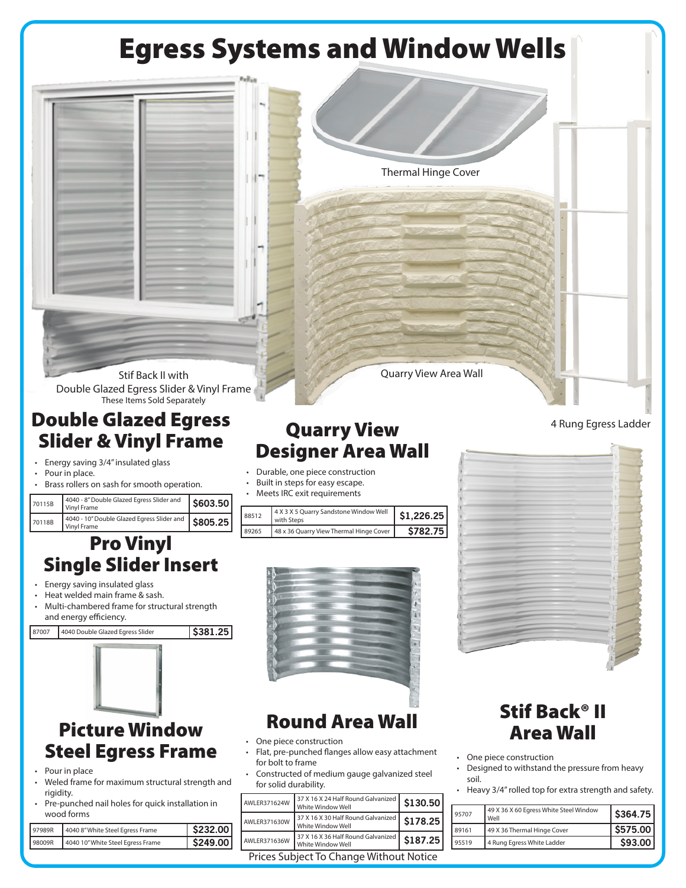# Egress Systems and Window Wells

Thermal Hinge Cover

Stif Back II with
Double Glazed Egress Slider & Vinyl Frame
These Items Sold Separately

Quarry View Area Wall

4 Rung Egress Ladder

## Double Glazed Egress Slider & Vinyl Frame

- Energy saving 3/4" insulated glass
- Pour in place.
- Brass rollers on sash for smooth operation.

| | | |
|---|---|---|
| 70115B | 4040 - 8" Double Glazed Egress Slider and Vinyl Frame | $603.50 |
| 70118B | 4040 - 10" Double Glazed Egress Slider and Vinyl Frame | $805.25 |

## Pro Vinyl Single Slider Insert

- Energy saving insulated glass
- Heat welded main frame & sash.
- Multi-chambered frame for structural strength and energy efficiency.

| | | |
|---|---|---|
| 87007 | 4040 Double Glazed Egress Slider | $381.25 |

## Picture Window Steel Egress Frame

- Pour in place
- Weled frame for maximum structural strength and rigidity.
- Pre-punched nail holes for quick installation in wood forms

| | | |
|---|---|---|
| 97989R | 4040 8" White Steel Egress Frame | $232.00 |
| 98009R | 4040 10" White Steel Egress Frame | $249.00 |

## Quarry View Designer Area Wall

- Durable, one piece construction
- Built in steps for easy escape.
- Meets IRC exit requirements

| | | |
|---|---|---|
| 88512 | 4 X 3 X 5 Quarry Sandstone Window Well with Steps | $1,226.25 |
| 89265 | 48 x 36 Quarry View Thermal Hinge Cover | $782.75 |

## Round Area Wall

- One piece construction
- Flat, pre-punched flanges allow easy attachment for bolt to frame
- Constructed of medium gauge galvanized steel for solid durability.

| | | |
|---|---|---|
| AWLER371624W | 37 X 16 X 24 Half Round Galvanized White Window Well | $130.50 |
| AWLER371630W | 37 X 16 X 30 Half Round Galvanized White Window Well | $178.25 |
| AWLER371636W | 37 X 16 X 36 Half Round Galvanized White Window Well | $187.25 |

## Stif Back® II Area Wall

- One piece construction
- Designed to withstand the pressure from heavy soil.
- Heavy 3/4" rolled top for extra strength and safety.

| | | |
|---|---|---|
| 95707 | 49 X 36 X 60 Egress White Steel Window Well | $364.75 |
| 89161 | 49 X 36 Thermal Hinge Cover | $575.00 |
| 95519 | 4 Rung Egress White Ladder | $93.00 |

Prices Subject To Change Without Notice